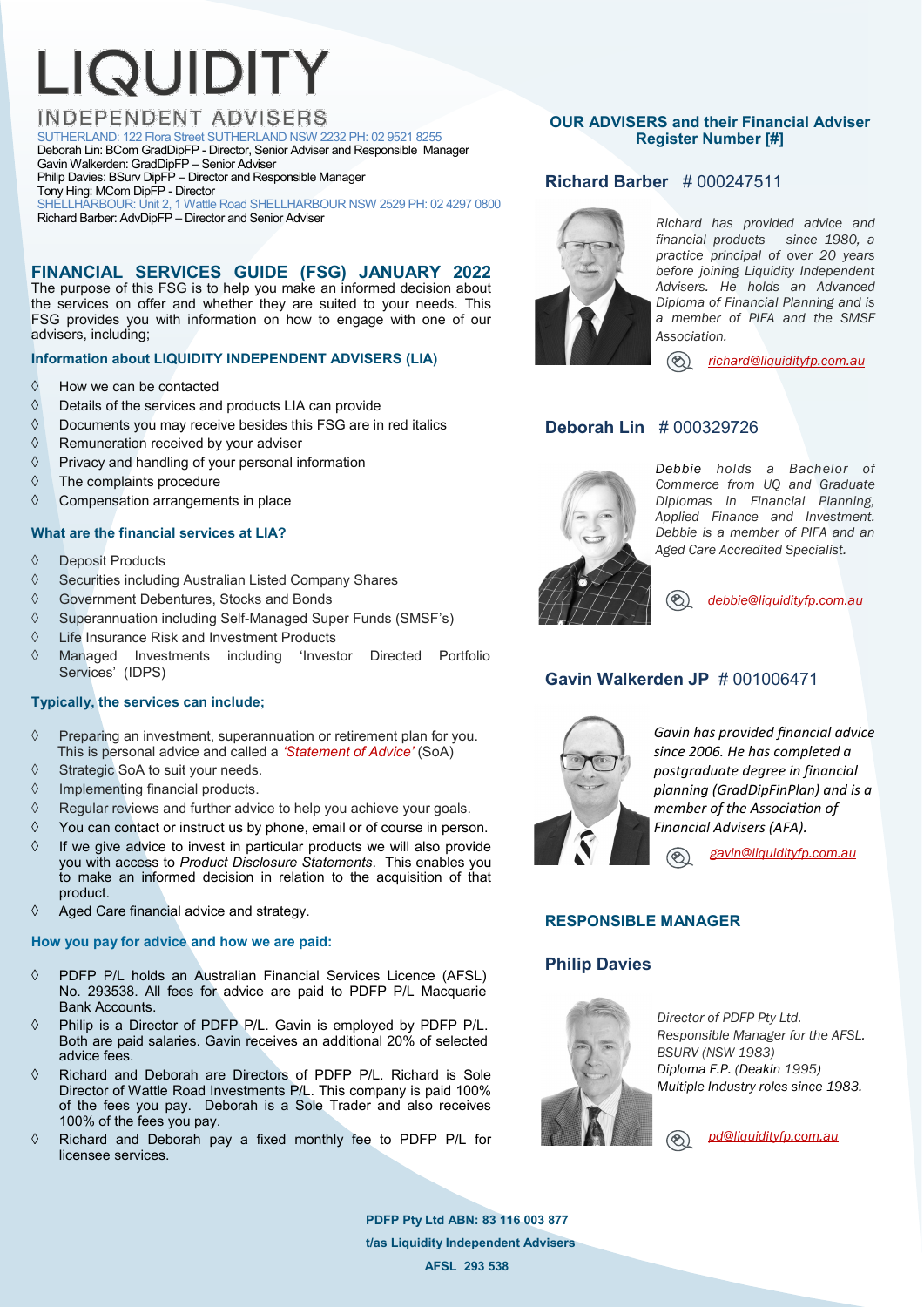# LIQUIDITY

INDEPENDENT ADVISERS

SUTHERLAND: 122 Flora Street SUTHERLAND NSW 2232 PH: 02 9521 8255
Deborah Lin: BCom GradDipFP - Director, Senior Adviser and Responsible Manager
Gavin Walkerden: GradDipFP – Senior Adviser
Philip Davies: BSurv DipFP – Director and Responsible Manager
Tony Hing: MCom DipFP - Director
SHELLHARBOUR: Unit 2, 1 Wattle Road SHELLHARBOUR NSW 2529 PH: 02 4297 0800
Richard Barber: AdvDipFP – Director and Senior Adviser

## FINANCIAL SERVICES GUIDE (FSG) JANUARY 2022

The purpose of this FSG is to help you make an informed decision about the services on offer and whether they are suited to your needs. This FSG provides you with information on how to engage with one of our advisers, including;

### Information about LIQUIDITY INDEPENDENT ADVISERS (LIA)

- How we can be contacted
- Details of the services and products LIA can provide
- Documents you may receive besides this FSG are in red italics
- Remuneration received by your adviser
- Privacy and handling of your personal information
- The complaints procedure
- Compensation arrangements in place

### What are the financial services at LIA?

- Deposit Products
- Securities including Australian Listed Company Shares
- Government Debentures, Stocks and Bonds
- Superannuation including Self-Managed Super Funds (SMSF's)
- Life Insurance Risk and Investment Products
- Managed Investments including 'Investor Directed Portfolio Services' (IDPS)

### Typically, the services can include;

- Preparing an investment, superannuation or retirement plan for you. This is personal advice and called a *'Statement of Advice'* (SoA)
- Strategic SoA to suit your needs.
- Implementing financial products.
- Regular reviews and further advice to help you achieve your goals.
- You can contact or instruct us by phone, email or of course in person.
- If we give advice to invest in particular products we will also provide you with access to *Product Disclosure Statements*. This enables you to make an informed decision in relation to the acquisition of that product.
- Aged Care financial advice and strategy.

### How you pay for advice and how we are paid:

- PDFP P/L holds an Australian Financial Services Licence (AFSL) No. 293538. All fees for advice are paid to PDFP P/L Macquarie Bank Accounts.
- Philip is a Director of PDFP P/L. Gavin is employed by PDFP P/L. Both are paid salaries. Gavin receives an additional 20% of selected advice fees.
- Richard and Deborah are Directors of PDFP P/L. Richard is Sole Director of Wattle Road Investments P/L. This company is paid 100% of the fees you pay. Deborah is a Sole Trader and also receives 100% of the fees you pay.
- Richard and Deborah pay a fixed monthly fee to PDFP P/L for licensee services.

## OUR ADVISERS and their Financial Adviser Register Number [#]

### Richard Barber # 000247511

*Richard has provided advice and financial products since 1980, a practice principal of over 20 years before joining Liquidity Independent Advisers. He holds an Advanced Diploma of Financial Planning and is a member of PIFA and the SMSF Association.*

*richard@liquidityfp.com.au*

### Deborah Lin # 000329726

*Debbie holds a Bachelor of Commerce from UQ and Graduate Diplomas in Financial Planning, Applied Finance and Investment. Debbie is a member of PIFA and an Aged Care Accredited Specialist.*

*debbie@liquidityfp.com.au*

### Gavin Walkerden JP # 001006471

*Gavin has provided financial advice since 2006. He has completed a postgraduate degree in financial planning (GradDipFinPlan) and is a member of the Association of Financial Advisers (AFA).*

*gavin@liquidityfp.com.au*

## RESPONSIBLE MANAGER

### Philip Davies

*Director of PDFP Pty Ltd.*
*Responsible Manager for the AFSL.*
*BSURV (NSW 1983)*
*Diploma F.P. (Deakin 1995)*
*Multiple Industry roles since 1983.*

*pd@liquidityfp.com.au*

**PDFP Pty Ltd ABN: 83 116 003 877**
**t/as Liquidity Independent Advisers**
**AFSL 293 538**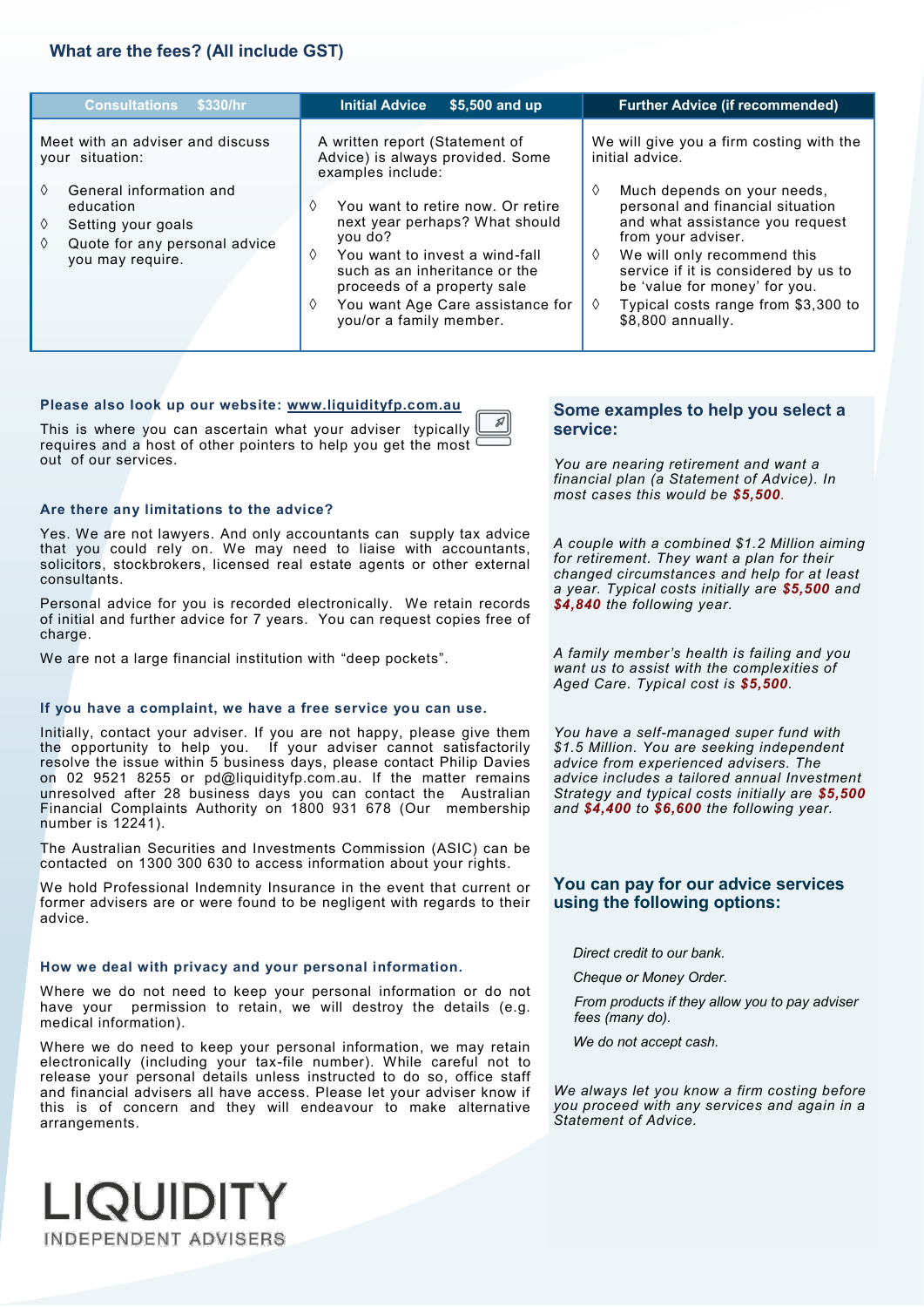## What are the fees? (All include GST)

| Consultations $330/hr | Initial Advice $5,500 and up | Further Advice (if recommended) |
|---|---|---|
| Meet with an adviser and discuss your situation:<br>◊ General information and education<br>◊ Setting your goals<br>◊ Quote for any personal advice you may require. | A written report (Statement of Advice) is always provided. Some examples include:<br>◊ You want to retire now. Or retire next year perhaps? What should you do?<br>◊ You want to invest a wind-fall such as an inheritance or the proceeds of a property sale<br>◊ You want Age Care assistance for you/or a family member. | We will give you a firm costing with the initial advice.<br>◊ Much depends on your needs, personal and financial situation and what assistance you request from your adviser.<br>◊ We will only recommend this service if it is considered by us to be 'value for money' for you.<br>◊ Typical costs range from $3,300 to $8,800 annually. |

**Please also look up our website: www.liquidityfp.com.au**

This is where you can ascertain what your adviser typically requires and a host of other pointers to help you get the most out of our services.

**Are there any limitations to the advice?**

Yes. We are not lawyers. And only accountants can supply tax advice that you could rely on. We may need to liaise with accountants, solicitors, stockbrokers, licensed real estate agents or other external consultants.

Personal advice for you is recorded electronically. We retain records of initial and further advice for 7 years. You can request copies free of charge.

We are not a large financial institution with "deep pockets".

**If you have a complaint, we have a free service you can use.**

Initially, contact your adviser. If you are not happy, please give them the opportunity to help you. If your adviser cannot satisfactorily resolve the issue within 5 business days, please contact Philip Davies on 02 9521 8255 or pd@liquidityfp.com.au. If the matter remains unresolved after 28 business days you can contact the Australian Financial Complaints Authority on 1800 931 678 (Our membership number is 12241).

The Australian Securities and Investments Commission (ASIC) can be contacted on 1300 300 630 to access information about your rights.

We hold Professional Indemnity Insurance in the event that current or former advisers are or were found to be negligent with regards to their advice.

**How we deal with privacy and your personal information.**

Where we do not need to keep your personal information or do not have your permission to retain, we will destroy the details (e.g. medical information).

Where we do need to keep your personal information, we may retain electronically (including your tax-file number). While careful not to release your personal details unless instructed to do so, office staff and financial advisers all have access. Please let your adviser know if this is of concern and they will endeavour to make alternative arrangements.

LIQUIDITY
INDEPENDENT ADVISERS

## Some examples to help you select a service:

*You are nearing retirement and want a financial plan (a Statement of Advice). In most cases this would be **$5,500**.*

*A couple with a combined $1.2 Million aiming for retirement. They want a plan for their changed circumstances and help for at least a year. Typical costs initially are **$5,500** and **$4,840** the following year.*

*A family member's health is failing and you want us to assist with the complexities of Aged Care. Typical cost is **$5,500**.*

*You have a self-managed super fund with $1.5 Million. You are seeking independent advice from experienced advisers. The advice includes a tailored annual Investment Strategy and typical costs initially are **$5,500** and **$4,400** to **$6,600** the following year.*

## You can pay for our advice services using the following options:

*Direct credit to our bank.*

*Cheque or Money Order.*

*From products if they allow you to pay adviser fees (many do).*

*We do not accept cash.*

*We always let you know a firm costing before you proceed with any services and again in a Statement of Advice.*